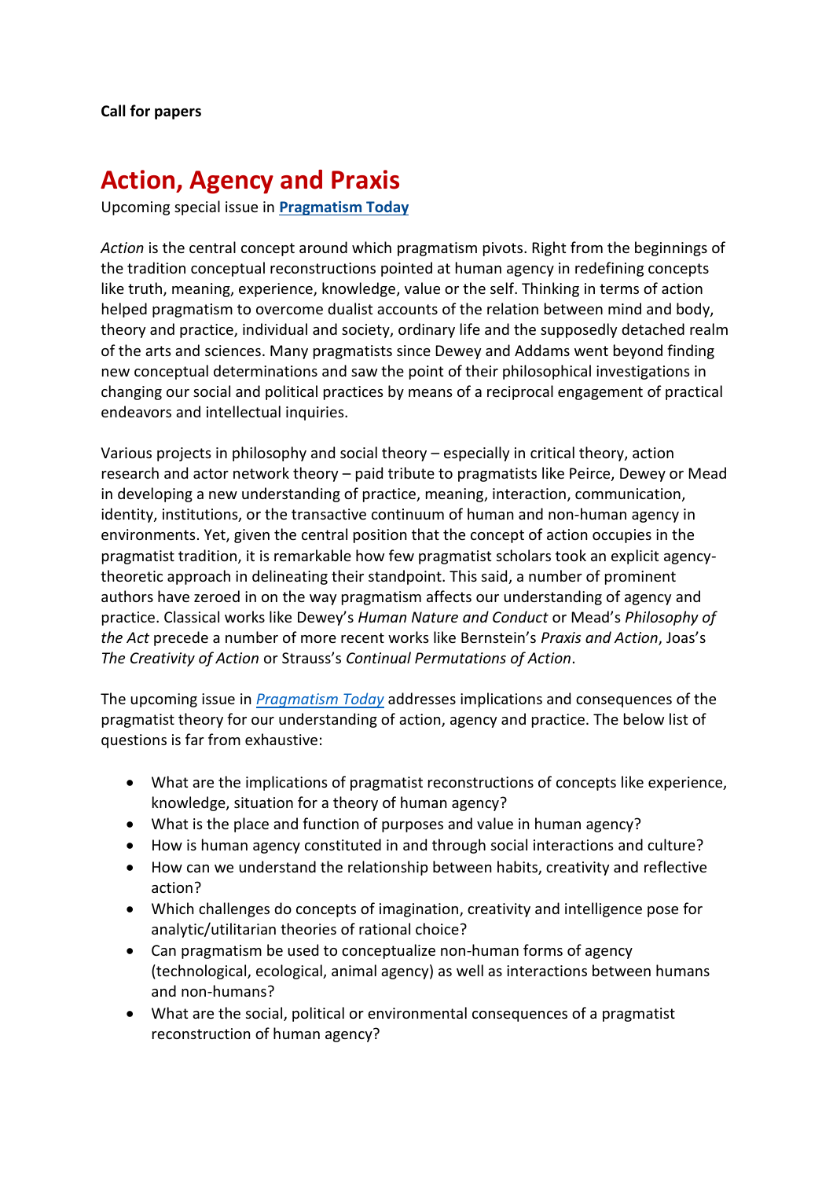**Call for papers**

# Action, Agency and Praxis

Upcoming special issue in **Pragmatism Today**

*Action* is the central concept around which pragmatism pivots. Right from the beginnings of the tradition conceptual reconstructions pointed at human agency in redefining concepts like truth, meaning, experience, knowledge, value or the self. Thinking in terms of action helped pragmatism to overcome dualist accounts of the relation between mind and body, theory and practice, individual and society, ordinary life and the supposedly detached realm of the arts and sciences. Many pragmatists since Dewey and Addams went beyond finding new conceptual determinations and saw the point of their philosophical investigations in changing our social and political practices by means of a reciprocal engagement of practical endeavors and intellectual inquiries.

Various projects in philosophy and social theory – especially in critical theory, action research and actor network theory – paid tribute to pragmatists like Peirce, Dewey or Mead in developing a new understanding of practice, meaning, interaction, communication, identity, institutions, or the transactive continuum of human and non-human agency in environments. Yet, given the central position that the concept of action occupies in the pragmatist tradition, it is remarkable how few pragmatist scholars took an explicit agency-theoretic approach in delineating their standpoint. This said, a number of prominent authors have zeroed in on the way pragmatism affects our understanding of agency and practice. Classical works like Dewey's *Human Nature and Conduct* or Mead's *Philosophy of the Act* precede a number of more recent works like Bernstein's *Praxis and Action*, Joas's *The Creativity of Action* or Strauss's *Continual Permutations of Action*.

The upcoming issue in *Pragmatism Today* addresses implications and consequences of the pragmatist theory for our understanding of action, agency and practice. The below list of questions is far from exhaustive:

- What are the implications of pragmatist reconstructions of concepts like experience, knowledge, situation for a theory of human agency?
- What is the place and function of purposes and value in human agency?
- How is human agency constituted in and through social interactions and culture?
- How can we understand the relationship between habits, creativity and reflective action?
- Which challenges do concepts of imagination, creativity and intelligence pose for analytic/utilitarian theories of rational choice?
- Can pragmatism be used to conceptualize non-human forms of agency (technological, ecological, animal agency) as well as interactions between humans and non-humans?
- What are the social, political or environmental consequences of a pragmatist reconstruction of human agency?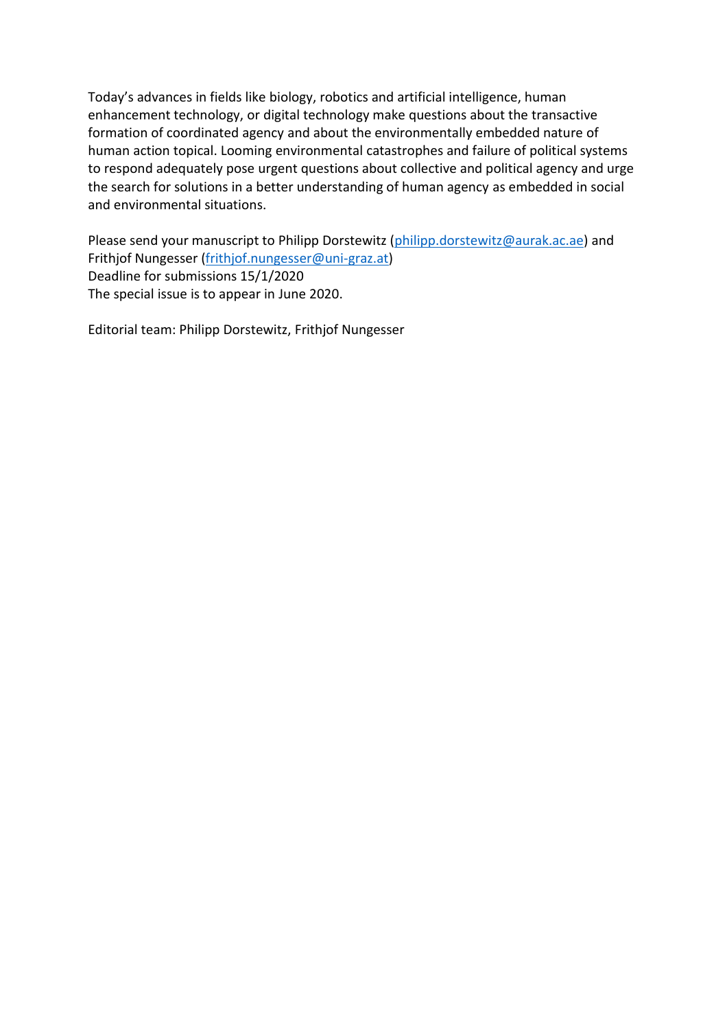Today's advances in fields like biology, robotics and artificial intelligence, human enhancement technology, or digital technology make questions about the transactive formation of coordinated agency and about the environmentally embedded nature of human action topical. Looming environmental catastrophes and failure of political systems to respond adequately pose urgent questions about collective and political agency and urge the search for solutions in a better understanding of human agency as embedded in social and environmental situations.

Please send your manuscript to Philipp Dorstewitz (philipp.dorstewitz@aurak.ac.ae) and Frithjof Nungesser (frithjof.nungesser@uni-graz.at)
Deadline for submissions 15/1/2020
The special issue is to appear in June 2020.

Editorial team: Philipp Dorstewitz, Frithjof Nungesser